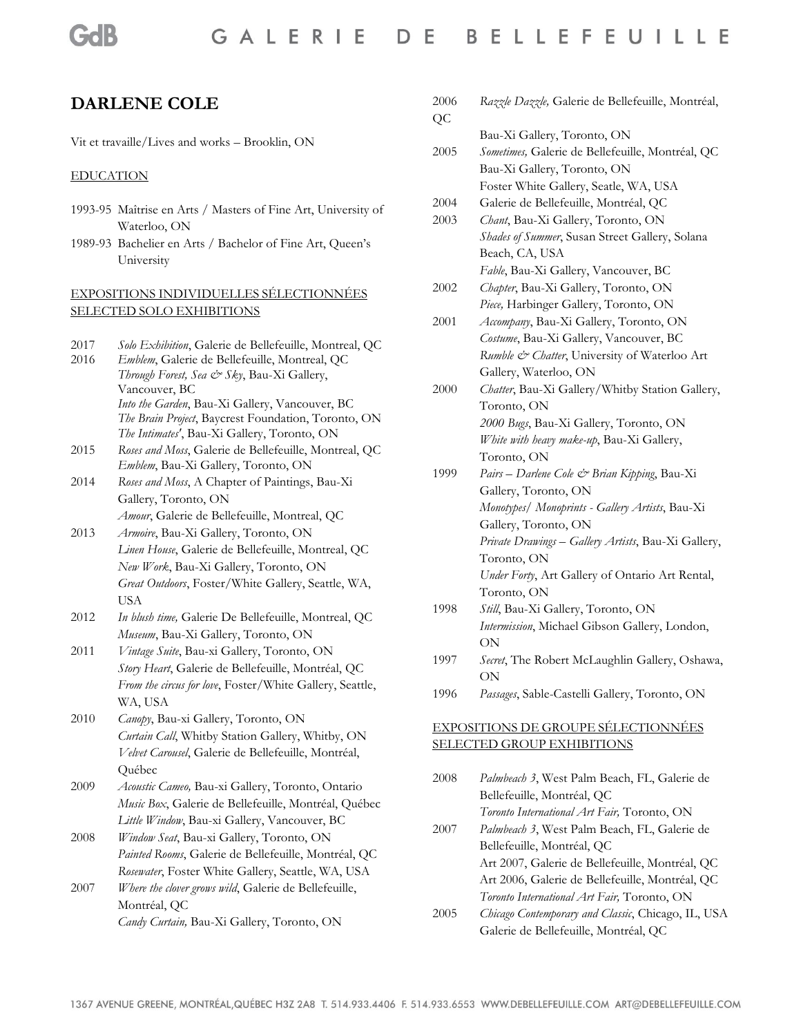# DARLENE COLE

Vit et travaille/Lives and works – Brooklin, ON

EDUCATION

1993-95 Maîtrise en Arts / Masters of Fine Art, University of Waterloo, ON
1989-93 Bachelier en Arts / Bachelor of Fine Art, Queen's University

EXPOSITIONS INDIVIDUELLES SÉLECTIONNÉES
SELECTED SOLO EXHIBITIONS

2017 *Solo Exhibition*, Galerie de Bellefeuille, Montreal, QC
2016 *Emblem*, Galerie de Bellefeuille, Montreal, QC
*Through Forest, Sea & Sky*, Bau-Xi Gallery, Vancouver, BC
*Into the Garden*, Bau-Xi Gallery, Vancouver, BC
*The Brain Project*, Baycrest Foundation, Toronto, ON
*The Intimates'*, Bau-Xi Gallery, Toronto, ON
2015 *Roses and Moss*, Galerie de Bellefeuille, Montreal, QC
*Emblem*, Bau-Xi Gallery, Toronto, ON
2014 *Roses and Moss*, A Chapter of Paintings, Bau-Xi Gallery, Toronto, ON
*Amour*, Galerie de Bellefeuille, Montreal, QC
2013 *Armoire*, Bau-Xi Gallery, Toronto, ON
*Linen House*, Galerie de Bellefeuille, Montreal, QC
*New Work*, Bau-Xi Gallery, Toronto, ON
*Great Outdoors*, Foster/White Gallery, Seattle, WA, USA
2012 *In blush time,* Galerie De Bellefeuille, Montreal, QC
*Museum*, Bau-Xi Gallery, Toronto, ON
2011 *Vintage Suite*, Bau-xi Gallery, Toronto, ON
*Story Heart*, Galerie de Bellefeuille, Montréal, QC
*From the circus for love*, Foster/White Gallery, Seattle, WA, USA
2010 *Canopy*, Bau-xi Gallery, Toronto, ON
*Curtain Call*, Whitby Station Gallery, Whitby, ON
*Velvet Carousel*, Galerie de Bellefeuille, Montréal, Québec
2009 *Acoustic Cameo,* Bau-xi Gallery, Toronto, Ontario
*Music Box*, Galerie de Bellefeuille, Montréal, Québec
*Little Window*, Bau-xi Gallery, Vancouver, BC
2008 *Window Seat*, Bau-xi Gallery, Toronto, ON
*Painted Rooms*, Galerie de Bellefeuille, Montréal, QC
*Rosewater*, Foster White Gallery, Seattle, WA, USA
2007 *Where the clover grows wild*, Galerie de Bellefeuille, Montréal, QC
*Candy Curtain,* Bau-Xi Gallery, Toronto, ON
2006 *Razzle Dazzle,* Galerie de Bellefeuille, Montréal, QC
Bau-Xi Gallery, Toronto, ON
2005 *Sometimes,* Galerie de Bellefeuille, Montréal, QC
Bau-Xi Gallery, Toronto, ON
Foster White Gallery, Seatle, WA, USA
2004 Galerie de Bellefeuille, Montréal, QC
2003 *Chant*, Bau-Xi Gallery, Toronto, ON
*Shades of Summer*, Susan Street Gallery, Solana Beach, CA, USA
*Fable*, Bau-Xi Gallery, Vancouver, BC
2002 *Chapter*, Bau-Xi Gallery, Toronto, ON
*Piece,* Harbinger Gallery, Toronto, ON
2001 *Accompany*, Bau-Xi Gallery, Toronto, ON
*Costume*, Bau-Xi Gallery, Vancouver, BC
*Rumble & Chatter*, University of Waterloo Art Gallery, Waterloo, ON
2000 *Chatter*, Bau-Xi Gallery/Whitby Station Gallery, Toronto, ON
*2000 Bugs*, Bau-Xi Gallery, Toronto, ON
*White with heavy make-up*, Bau-Xi Gallery, Toronto, ON
1999 *Pairs – Darlene Cole & Brian Kipping*, Bau-Xi Gallery, Toronto, ON
*Monotypes/ Monoprints - Gallery Artists*, Bau-Xi Gallery, Toronto, ON
*Private Drawings – Gallery Artists*, Bau-Xi Gallery, Toronto, ON
*Under Forty*, Art Gallery of Ontario Art Rental, Toronto, ON
1998 *Still*, Bau-Xi Gallery, Toronto, ON
*Intermission*, Michael Gibson Gallery, London, ON
1997 *Secret*, The Robert McLaughlin Gallery, Oshawa, ON
1996 *Passages*, Sable-Castelli Gallery, Toronto, ON

EXPOSITIONS DE GROUPE SÉLECTIONNÉES
SELECTED GROUP EXHIBITIONS

2008 *Palmbeach 3*, West Palm Beach, FL, Galerie de Bellefeuille, Montréal, QC
*Toronto International Art Fair,* Toronto, ON
2007 *Palmbeach 3*, West Palm Beach, FL, Galerie de Bellefeuille, Montréal, QC
Art 2007, Galerie de Bellefeuille, Montréal, QC
Art 2006, Galerie de Bellefeuille, Montréal, QC
*Toronto International Art Fair,* Toronto, ON
2005 *Chicago Contemporary and Classic*, Chicago, IL, USA
Galerie de Bellefeuille, Montréal, QC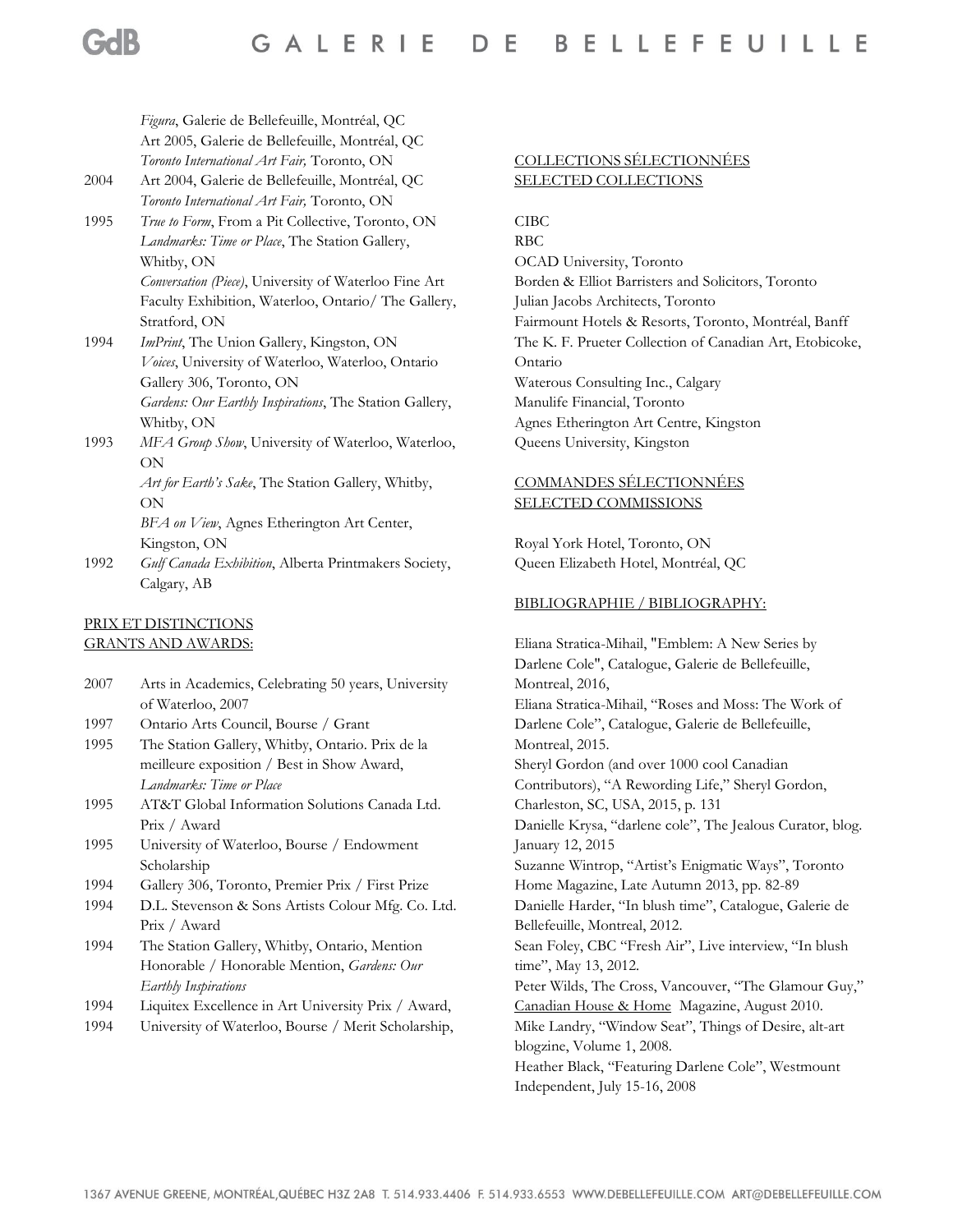*Figura*, Galerie de Bellefeuille, Montréal, QC
Art 2005, Galerie de Bellefeuille, Montréal, QC
*Toronto International Art Fair,* Toronto, ON

2004 Art 2004, Galerie de Bellefeuille, Montréal, QC
*Toronto International Art Fair,* Toronto, ON

1995 *True to Form*, From a Pit Collective, Toronto, ON
*Landmarks: Time or Place*, The Station Gallery, Whitby, ON
*Conversation (Piece)*, University of Waterloo Fine Art Faculty Exhibition, Waterloo, Ontario/ The Gallery, Stratford, ON

1994 *ImPrint*, The Union Gallery, Kingston, ON
*Voices*, University of Waterloo, Waterloo, Ontario
Gallery 306, Toronto, ON
*Gardens: Our Earthly Inspirations*, The Station Gallery, Whitby, ON

1993 *MFA Group Show*, University of Waterloo, Waterloo, ON
*Art for Earth's Sake*, The Station Gallery, Whitby, ON
*BFA on View*, Agnes Etherington Art Center, Kingston, ON

1992 *Gulf Canada Exhibition*, Alberta Printmakers Society, Calgary, AB

## PRIX ET DISTINCTIONS
## GRANTS AND AWARDS:

2007 Arts in Academics, Celebrating 50 years, University of Waterloo, 2007
1997 Ontario Arts Council, Bourse / Grant
1995 The Station Gallery, Whitby, Ontario. Prix de la meilleure exposition / Best in Show Award, *Landmarks: Time or Place*
1995 AT&T Global Information Solutions Canada Ltd. Prix / Award
1995 University of Waterloo, Bourse / Endowment Scholarship
1994 Gallery 306, Toronto, Premier Prix / First Prize
1994 D.L. Stevenson & Sons Artists Colour Mfg. Co. Ltd. Prix / Award
1994 The Station Gallery, Whitby, Ontario, Mention Honorable / Honorable Mention, *Gardens: Our Earthly Inspirations*
1994 Liquitex Excellence in Art University Prix / Award,
1994 University of Waterloo, Bourse / Merit Scholarship,

## COLLECTIONS SÉLECTIONNÉES
## SELECTED COLLECTIONS

CIBC
RBC
OCAD University, Toronto
Borden & Elliot Barristers and Solicitors, Toronto
Julian Jacobs Architects, Toronto
Fairmount Hotels & Resorts, Toronto, Montréal, Banff
The K. F. Prueter Collection of Canadian Art, Etobicoke, Ontario
Waterous Consulting Inc., Calgary
Manulife Financial, Toronto
Agnes Etherington Art Centre, Kingston
Queens University, Kingston

## COMMANDES SÉLECTIONNÉES
## SELECTED COMMISSIONS

Royal York Hotel, Toronto, ON
Queen Elizabeth Hotel, Montréal, QC

## BIBLIOGRAPHIE / BIBLIOGRAPHY:

Eliana Stratica-Mihail, "Emblem: A New Series by Darlene Cole", Catalogue, Galerie de Bellefeuille, Montreal, 2016,
Eliana Stratica-Mihail, "Roses and Moss: The Work of Darlene Cole", Catalogue, Galerie de Bellefeuille, Montreal, 2015.
Sheryl Gordon (and over 1000 cool Canadian Contributors), "A Rewording Life," Sheryl Gordon, Charleston, SC, USA, 2015, p. 131
Danielle Krysa, "darlene cole", The Jealous Curator, blog. January 12, 2015
Suzanne Wintrop, "Artist's Enigmatic Ways", Toronto Home Magazine, Late Autumn 2013, pp. 82-89
Danielle Harder, "In blush time", Catalogue, Galerie de Bellefeuille, Montreal, 2012.
Sean Foley, CBC "Fresh Air", Live interview, "In blush time", May 13, 2012.
Peter Wilds, The Cross, Vancouver, "The Glamour Guy," Canadian House & Home Magazine, August 2010.
Mike Landry, "Window Seat", Things of Desire, alt-art blogzine, Volume 1, 2008.
Heather Black, "Featuring Darlene Cole", Westmount Independent, July 15-16, 2008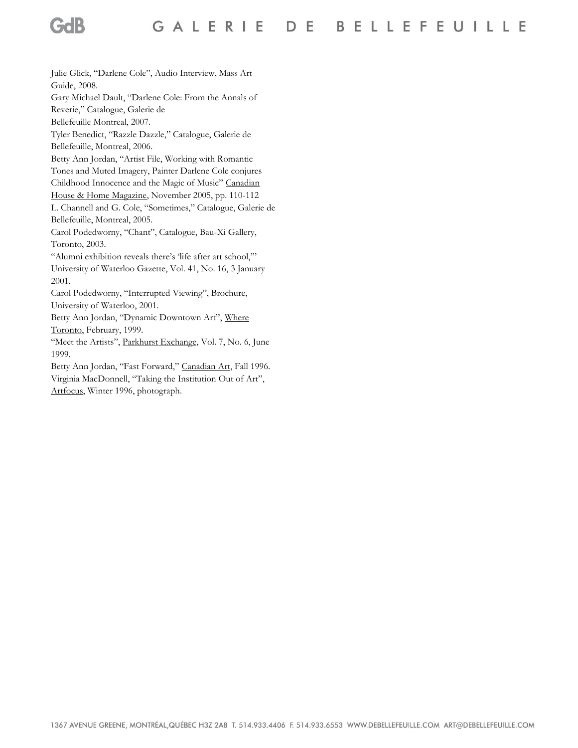Julie Glick, "Darlene Cole", Audio Interview, Mass Art Guide, 2008.
Gary Michael Dault, "Darlene Cole: From the Annals of Reverie," Catalogue, Galerie de Bellefeuille Montreal, 2007.
Tyler Benedict, "Razzle Dazzle," Catalogue, Galerie de Bellefeuille, Montreal, 2006.
Betty Ann Jordan, "Artist File, Working with Romantic Tones and Muted Imagery, Painter Darlene Cole conjures Childhood Innocence and the Magic of Music" Canadian House & Home Magazine, November 2005, pp. 110-112
L. Channell and G. Cole, "Sometimes," Catalogue, Galerie de Bellefeuille, Montreal, 2005.
Carol Podedworny, "Chant", Catalogue, Bau-Xi Gallery, Toronto, 2003.
"Alumni exhibition reveals there's 'life after art school,'" University of Waterloo Gazette, Vol. 41, No. 16, 3 January 2001.
Carol Podedworny, "Interrupted Viewing", Brochure, University of Waterloo, 2001.
Betty Ann Jordan, "Dynamic Downtown Art", Where Toronto, February, 1999.
"Meet the Artists", Parkhurst Exchange, Vol. 7, No. 6, June 1999.
Betty Ann Jordan, "Fast Forward," Canadian Art, Fall 1996.
Virginia MacDonnell, "Taking the Institution Out of Art", Artfocus, Winter 1996, photograph.